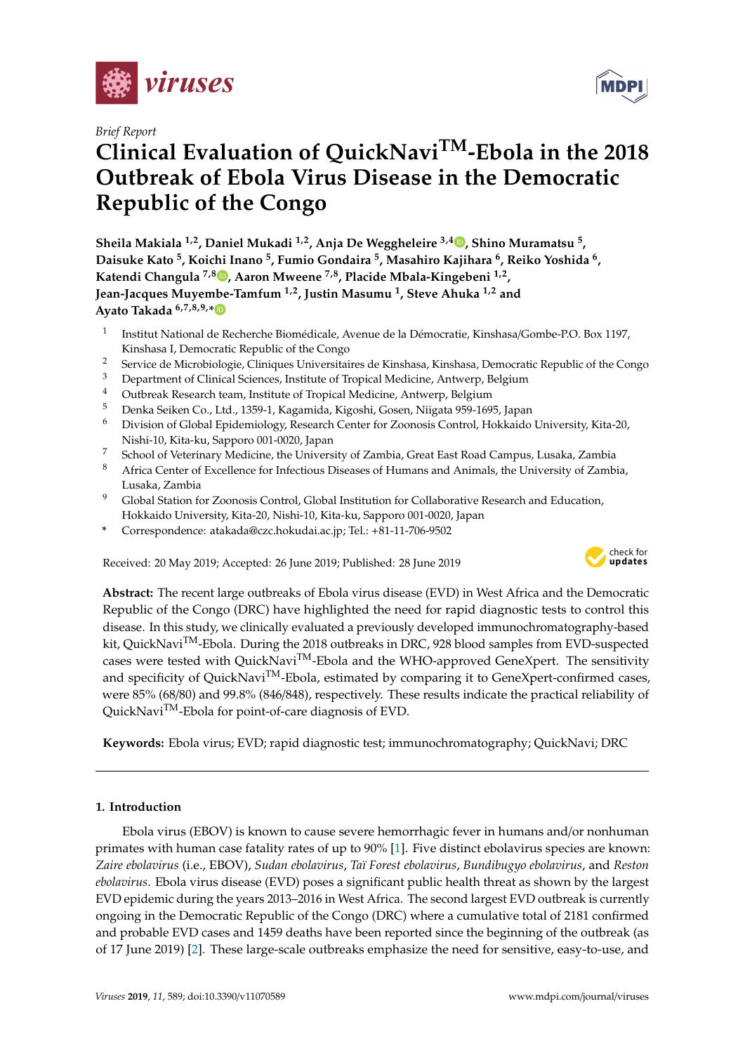*Brief Report*

# Clinical Evaluation of QuickNavi™-Ebola in the 2018 Outbreak of Ebola Virus Disease in the Democratic Republic of the Congo

**Sheila Makiala [1,2], Daniel Mukadi [1,2], Anja De Weggheleire [3,4], Shino Muramatsu [5], Daisuke Kato [5], Koichi Inano [5], Fumio Gondaira [5], Masahiro Kajihara [6], Reiko Yoshida [6], Katendi Changula [7,8], Aaron Mweene [7,8], Placide Mbala-Kingebeni [1,2], Jean-Jacques Muyembe-Tamfum [1,2], Justin Masumu [1], Steve Ahuka [1,2] and Ayato Takada [6,7,8,9,*]**

1. Institut National de Recherche Biomédicale, Avenue de la Démocratie, Kinshasa/Gombe-P.O. Box 1197, Kinshasa I, Democratic Republic of the Congo
2. Service de Microbiologie, Cliniques Universitaires de Kinshasa, Kinshasa, Democratic Republic of the Congo
3. Department of Clinical Sciences, Institute of Tropical Medicine, Antwerp, Belgium
4. Outbreak Research team, Institute of Tropical Medicine, Antwerp, Belgium
5. Denka Seiken Co., Ltd., 1359-1, Kagamida, Kigoshi, Gosen, Niigata 959-1695, Japan
6. Division of Global Epidemiology, Research Center for Zoonosis Control, Hokkaido University, Kita-20, Nishi-10, Kita-ku, Sapporo 001-0020, Japan
7. School of Veterinary Medicine, the University of Zambia, Great East Road Campus, Lusaka, Zambia
8. Africa Center of Excellence for Infectious Diseases of Humans and Animals, the University of Zambia, Lusaka, Zambia
9. Global Station for Zoonosis Control, Global Institution for Collaborative Research and Education, Hokkaido University, Kita-20, Nishi-10, Kita-ku, Sapporo 001-0020, Japan

\* Correspondence: atakada@czc.hokudai.ac.jp; Tel.: +81-11-706-9502

Received: 20 May 2019; Accepted: 26 June 2019; Published: 28 June 2019

**Abstract:** The recent large outbreaks of Ebola virus disease (EVD) in West Africa and the Democratic Republic of the Congo (DRC) have highlighted the need for rapid diagnostic tests to control this disease. In this study, we clinically evaluated a previously developed immunochromatography-based kit, QuickNavi™-Ebola. During the 2018 outbreaks in DRC, 928 blood samples from EVD-suspected cases were tested with QuickNavi™-Ebola and the WHO-approved GeneXpert. The sensitivity and specificity of QuickNavi™-Ebola, estimated by comparing it to GeneXpert-confirmed cases, were 85% (68/80) and 99.8% (846/848), respectively. These results indicate the practical reliability of QuickNavi™-Ebola for point-of-care diagnosis of EVD.

**Keywords:** Ebola virus; EVD; rapid diagnostic test; immunochromatography; QuickNavi; DRC

## 1. Introduction

Ebola virus (EBOV) is known to cause severe hemorrhagic fever in humans and/or nonhuman primates with human case fatality rates of up to 90% [1]. Five distinct ebolavirus species are known: *Zaire ebolavirus* (i.e., EBOV), *Sudan ebolavirus*, *Taï Forest ebolavirus*, *Bundibugyo ebolavirus*, and *Reston ebolavirus*. Ebola virus disease (EVD) poses a significant public health threat as shown by the largest EVD epidemic during the years 2013–2016 in West Africa. The second largest EVD outbreak is currently ongoing in the Democratic Republic of the Congo (DRC) where a cumulative total of 2181 confirmed and probable EVD cases and 1459 deaths have been reported since the beginning of the outbreak (as of 17 June 2019) [2]. These large-scale outbreaks emphasize the need for sensitive, easy-to-use, and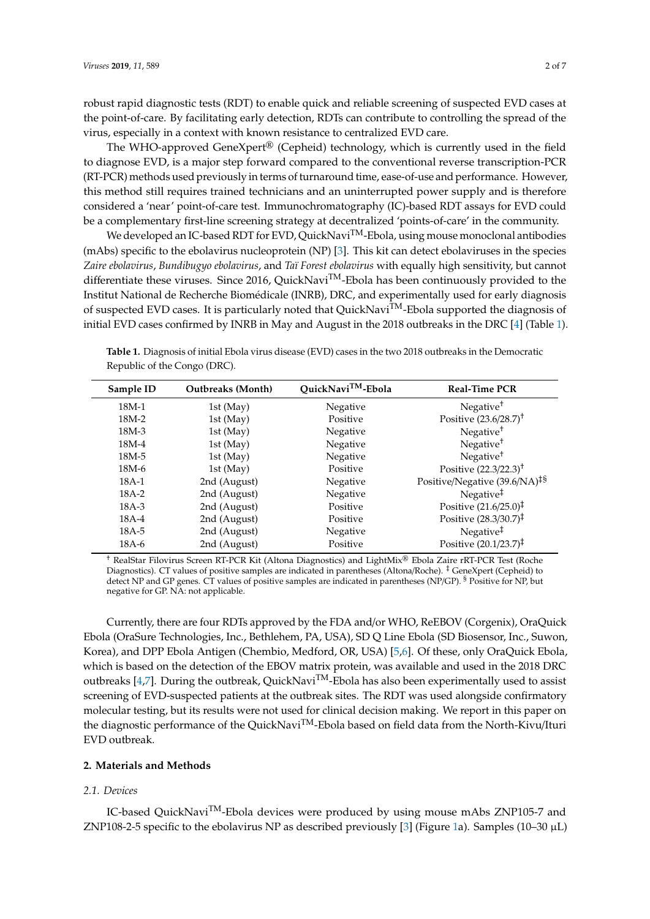robust rapid diagnostic tests (RDT) to enable quick and reliable screening of suspected EVD cases at the point-of-care. By facilitating early detection, RDTs can contribute to controlling the spread of the virus, especially in a context with known resistance to centralized EVD care.

The WHO-approved GeneXpert® (Cepheid) technology, which is currently used in the field to diagnose EVD, is a major step forward compared to the conventional reverse transcription-PCR (RT-PCR) methods used previously in terms of turnaround time, ease-of-use and performance. However, this method still requires trained technicians and an uninterrupted power supply and is therefore considered a 'near' point-of-care test. Immunochromatography (IC)-based RDT assays for EVD could be a complementary first-line screening strategy at decentralized 'points-of-care' in the community.

We developed an IC-based RDT for EVD, QuickNavi™-Ebola, using mouse monoclonal antibodies (mAbs) specific to the ebolavirus nucleoprotein (NP) [3]. This kit can detect ebolaviruses in the species *Zaire ebolavirus*, *Bundibugyo ebolavirus*, and *Taï Forest ebolavirus* with equally high sensitivity, but cannot differentiate these viruses. Since 2016, QuickNavi™-Ebola has been continuously provided to the Institut National de Recherche Biomédicale (INRB), DRC, and experimentally used for early diagnosis of suspected EVD cases. It is particularly noted that QuickNavi™-Ebola supported the diagnosis of initial EVD cases confirmed by INRB in May and August in the 2018 outbreaks in the DRC [4] (Table 1).

**Table 1.** Diagnosis of initial Ebola virus disease (EVD) cases in the two 2018 outbreaks in the Democratic Republic of the Congo (DRC).

| Sample ID | Outbreaks (Month) | QuickNavi™-Ebola | Real-Time PCR |
|---|---|---|---|
| 18M-1 | 1st (May) | Negative | Negative † |
| 18M-2 | 1st (May) | Positive | Positive (23.6/28.7) † |
| 18M-3 | 1st (May) | Negative | Negative † |
| 18M-4 | 1st (May) | Negative | Negative † |
| 18M-5 | 1st (May) | Negative | Negative † |
| 18M-6 | 1st (May) | Positive | Positive (22.3/22.3) † |
| 18A-1 | 2nd (August) | Negative | Positive/Negative (39.6/NA) ‡§ |
| 18A-2 | 2nd (August) | Negative | Negative ‡ |
| 18A-3 | 2nd (August) | Positive | Positive (21.6/25.0) ‡ |
| 18A-4 | 2nd (August) | Positive | Positive (28.3/30.7) ‡ |
| 18A-5 | 2nd (August) | Negative | Negative ‡ |
| 18A-6 | 2nd (August) | Positive | Positive (20.1/23.7) ‡ |

† RealStar Filovirus Screen RT-PCR Kit (Altona Diagnostics) and LightMix® Ebola Zaire rRT-PCR Test (Roche Diagnostics). CT values of positive samples are indicated in parentheses (Altona/Roche). ‡ GeneXpert (Cepheid) to detect NP and GP genes. CT values of positive samples are indicated in parentheses (NP/GP). § Positive for NP, but negative for GP. NA: not applicable.

Currently, there are four RDTs approved by the FDA and/or WHO, ReEBOV (Corgenix), OraQuick Ebola (OraSure Technologies, Inc., Bethlehem, PA, USA), SD Q Line Ebola (SD Biosensor, Inc., Suwon, Korea), and DPP Ebola Antigen (Chembio, Medford, OR, USA) [5,6]. Of these, only OraQuick Ebola, which is based on the detection of the EBOV matrix protein, was available and used in the 2018 DRC outbreaks [4,7]. During the outbreak, QuickNavi™-Ebola has also been experimentally used to assist screening of EVD-suspected patients at the outbreak sites. The RDT was used alongside confirmatory molecular testing, but its results were not used for clinical decision making. We report in this paper on the diagnostic performance of the QuickNavi™-Ebola based on field data from the North-Kivu/Ituri EVD outbreak.

## 2. Materials and Methods

### 2.1. Devices

IC-based QuickNavi™-Ebola devices were produced by using mouse mAbs ZNP105-7 and ZNP108-2-5 specific to the ebolavirus NP as described previously [3] (Figure 1a). Samples (10–30 μL)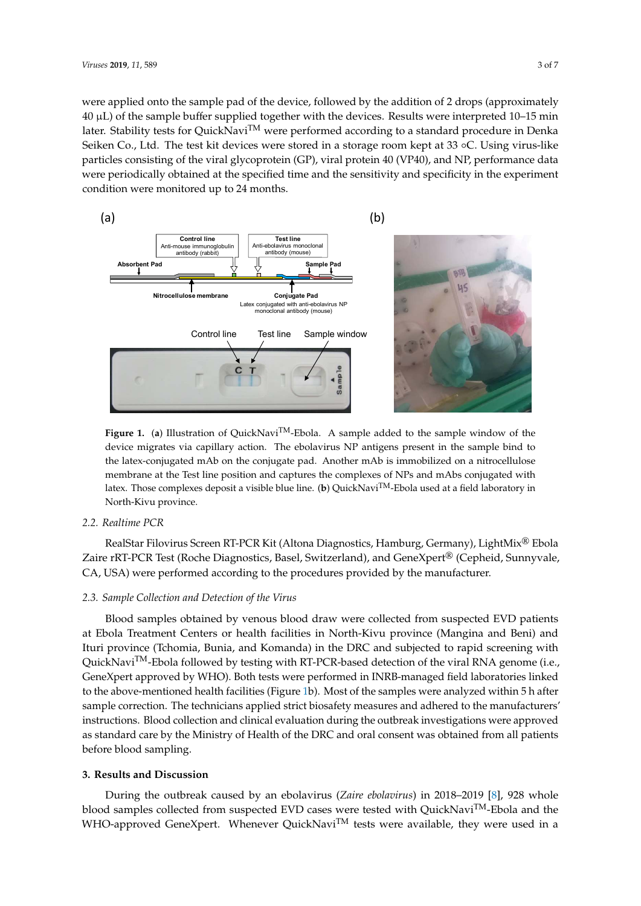were applied onto the sample pad of the device, followed by the addition of 2 drops (approximately 40 µL) of the sample buffer supplied together with the devices. Results were interpreted 10–15 min later. Stability tests for QuickNavi™ were performed according to a standard procedure in Denka Seiken Co., Ltd. The test kit devices were stored in a storage room kept at 33 ◦C. Using virus-like particles consisting of the viral glycoprotein (GP), viral protein 40 (VP40), and NP, performance data were periodically obtained at the specified time and the sensitivity and specificity in the experiment condition were monitored up to 24 months.

**Figure 1.** (**a**) Illustration of QuickNavi™-Ebola. A sample added to the sample window of the device migrates via capillary action. The ebolavirus NP antigens present in the sample bind to the latex-conjugated mAb on the conjugate pad. Another mAb is immobilized on a nitrocellulose membrane at the Test line position and captures the complexes of NPs and mAbs conjugated with latex. Those complexes deposit a visible blue line. (**b**) QuickNavi™-Ebola used at a field laboratory in North-Kivu province.

### 2.2. Realtime PCR

RealStar Filovirus Screen RT-PCR Kit (Altona Diagnostics, Hamburg, Germany), LightMix® Ebola Zaire rRT-PCR Test (Roche Diagnostics, Basel, Switzerland), and GeneXpert® (Cepheid, Sunnyvale, CA, USA) were performed according to the procedures provided by the manufacturer.

### 2.3. Sample Collection and Detection of the Virus

Blood samples obtained by venous blood draw were collected from suspected EVD patients at Ebola Treatment Centers or health facilities in North-Kivu province (Mangina and Beni) and Ituri province (Tchomia, Bunia, and Komanda) in the DRC and subjected to rapid screening with QuickNavi™-Ebola followed by testing with RT-PCR-based detection of the viral RNA genome (i.e., GeneXpert approved by WHO). Both tests were performed in INRB-managed field laboratories linked to the above-mentioned health facilities (Figure 1b). Most of the samples were analyzed within 5 h after sample correction. The technicians applied strict biosafety measures and adhered to the manufacturers' instructions. Blood collection and clinical evaluation during the outbreak investigations were approved as standard care by the Ministry of Health of the DRC and oral consent was obtained from all patients before blood sampling.

## 3. Results and Discussion

During the outbreak caused by an ebolavirus (*Zaire ebolavirus*) in 2018–2019 [8], 928 whole blood samples collected from suspected EVD cases were tested with QuickNavi™-Ebola and the WHO-approved GeneXpert. Whenever QuickNavi™ tests were available, they were used in a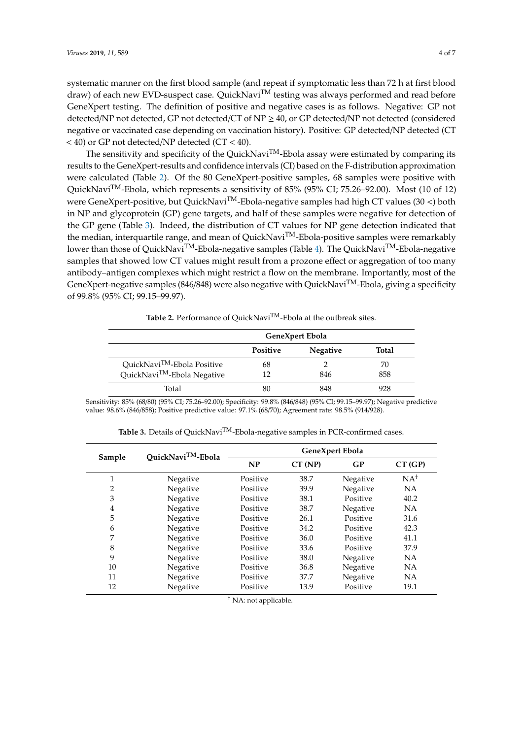systematic manner on the first blood sample (and repeat if symptomatic less than 72 h at first blood draw) of each new EVD-suspect case. QuickNavi™ testing was always performed and read before GeneXpert testing. The definition of positive and negative cases is as follows. Negative: GP not detected/NP not detected, GP not detected/CT of NP ≥ 40, or GP detected/NP not detected (considered negative or vaccinated case depending on vaccination history). Positive: GP detected/NP detected (CT < 40) or GP not detected/NP detected (CT < 40).

The sensitivity and specificity of the QuickNavi™-Ebola assay were estimated by comparing its results to the GeneXpert-results and confidence intervals (CI) based on the F-distribution approximation were calculated (Table 2). Of the 80 GeneXpert-positive samples, 68 samples were positive with QuickNavi™-Ebola, which represents a sensitivity of 85% (95% CI; 75.26–92.00). Most (10 of 12) were GeneXpert-positive, but QuickNavi™-Ebola-negative samples had high CT values (30 <) both in NP and glycoprotein (GP) gene targets, and half of these samples were negative for detection of the GP gene (Table 3). Indeed, the distribution of CT values for NP gene detection indicated that the median, interquartile range, and mean of QuickNavi™-Ebola-positive samples were remarkably lower than those of QuickNavi™-Ebola-negative samples (Table 4). The QuickNavi™-Ebola-negative samples that showed low CT values might result from a prozone effect or aggregation of too many antibody–antigen complexes which might restrict a flow on the membrane. Importantly, most of the GeneXpert-negative samples (846/848) were also negative with QuickNavi™-Ebola, giving a specificity of 99.8% (95% CI; 99.15–99.97).

**Table 2.** Performance of QuickNavi™-Ebola at the outbreak sites.

| | GeneXpert Ebola | | |
|---|---|---|---|
| | **Positive** | **Negative** | **Total** |
| QuickNavi™-Ebola Positive | 68 | 2 | 70 |
| QuickNavi™-Ebola Negative | 12 | 846 | 858 |
| Total | 80 | 848 | 928 |

Sensitivity: 85% (68/80) (95% CI; 75.26–92.00); Specificity: 99.8% (846/848) (95% CI; 99.15–99.97); Negative predictive value: 98.6% (846/858); Positive predictive value: 97.1% (68/70); Agreement rate: 98.5% (914/928).

**Table 3.** Details of QuickNavi™-Ebola-negative samples in PCR-confirmed cases.

| Sample | QuickNavi™-Ebola | GeneXpert Ebola | | | |
|---|---|---|---|---|---|
| | | **NP** | **CT (NP)** | **GP** | **CT (GP)** |
| 1 | Negative | Positive | 38.7 | Negative | NA[†] |
| 2 | Negative | Positive | 39.9 | Negative | NA |
| 3 | Negative | Positive | 38.1 | Positive | 40.2 |
| 4 | Negative | Positive | 38.7 | Negative | NA |
| 5 | Negative | Positive | 26.1 | Positive | 31.6 |
| 6 | Negative | Positive | 34.2 | Positive | 42.3 |
| 7 | Negative | Positive | 36.0 | Positive | 41.1 |
| 8 | Negative | Positive | 33.6 | Positive | 37.9 |
| 9 | Negative | Positive | 38.0 | Negative | NA |
| 10 | Negative | Positive | 36.8 | Negative | NA |
| 11 | Negative | Positive | 37.7 | Negative | NA |
| 12 | Negative | Positive | 13.9 | Positive | 19.1 |

[†] NA: not applicable.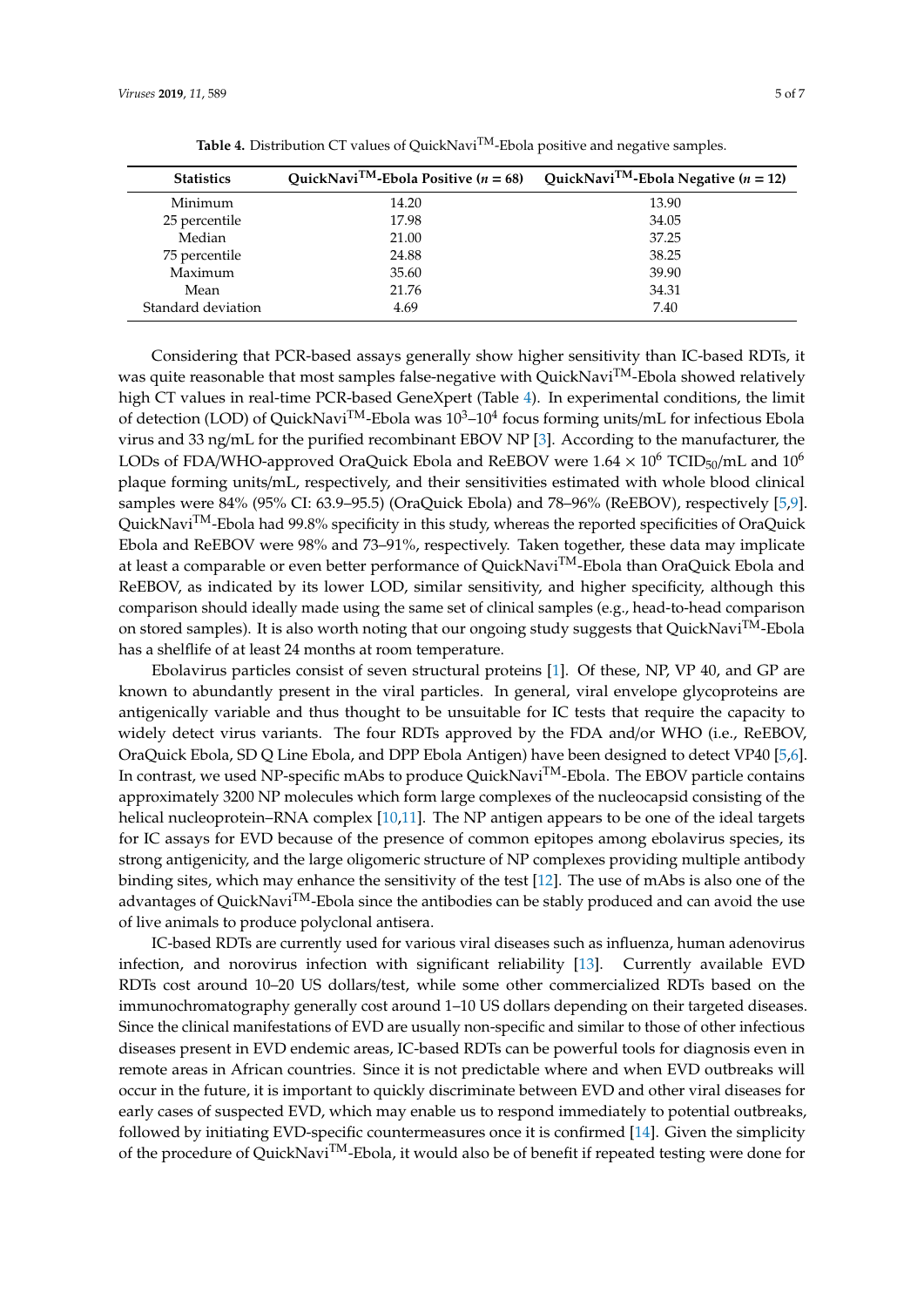**Table 4.** Distribution CT values of QuickNavi™-Ebola positive and negative samples.

| Statistics | QuickNavi™-Ebola Positive (*n* = 68) | QuickNavi™-Ebola Negative (*n* = 12) |
|---|---|---|
| Minimum | 14.20 | 13.90 |
| 25 percentile | 17.98 | 34.05 |
| Median | 21.00 | 37.25 |
| 75 percentile | 24.88 | 38.25 |
| Maximum | 35.60 | 39.90 |
| Mean | 21.76 | 34.31 |
| Standard deviation | 4.69 | 7.40 |

Considering that PCR-based assays generally show higher sensitivity than IC-based RDTs, it was quite reasonable that most samples false-negative with QuickNavi™-Ebola showed relatively high CT values in real-time PCR-based GeneXpert (Table 4). In experimental conditions, the limit of detection (LOD) of QuickNavi™-Ebola was $10^3$–$10^4$ focus forming units/mL for infectious Ebola virus and 33 ng/mL for the purified recombinant EBOV NP [3]. According to the manufacturer, the LODs of FDA/WHO-approved OraQuick Ebola and ReEBOV were $1.64 \times 10^6$ $TCID_{50}$/mL and $10^6$ plaque forming units/mL, respectively, and their sensitivities estimated with whole blood clinical samples were 84% (95% CI: 63.9–95.5) (OraQuick Ebola) and 78–96% (ReEBOV), respectively [5,9]. QuickNavi™-Ebola had 99.8% specificity in this study, whereas the reported specificities of OraQuick Ebola and ReEBOV were 98% and 73–91%, respectively. Taken together, these data may implicate at least a comparable or even better performance of QuickNavi™-Ebola than OraQuick Ebola and ReEBOV, as indicated by its lower LOD, similar sensitivity, and higher specificity, although this comparison should ideally made using the same set of clinical samples (e.g., head-to-head comparison on stored samples). It is also worth noting that our ongoing study suggests that QuickNavi™-Ebola has a shelflife of at least 24 months at room temperature.

Ebolavirus particles consist of seven structural proteins [1]. Of these, NP, VP 40, and GP are known to abundantly present in the viral particles. In general, viral envelope glycoproteins are antigenically variable and thus thought to be unsuitable for IC tests that require the capacity to widely detect virus variants. The four RDTs approved by the FDA and/or WHO (i.e., ReEBOV, OraQuick Ebola, SD Q Line Ebola, and DPP Ebola Antigen) have been designed to detect VP40 [5,6]. In contrast, we used NP-specific mAbs to produce QuickNavi™-Ebola. The EBOV particle contains approximately 3200 NP molecules which form large complexes of the nucleocapsid consisting of the helical nucleoprotein–RNA complex [10,11]. The NP antigen appears to be one of the ideal targets for IC assays for EVD because of the presence of common epitopes among ebolavirus species, its strong antigenicity, and the large oligomeric structure of NP complexes providing multiple antibody binding sites, which may enhance the sensitivity of the test [12]. The use of mAbs is also one of the advantages of QuickNavi™-Ebola since the antibodies can be stably produced and can avoid the use of live animals to produce polyclonal antisera.

IC-based RDTs are currently used for various viral diseases such as influenza, human adenovirus infection, and norovirus infection with significant reliability [13]. Currently available EVD RDTs cost around 10–20 US dollars/test, while some other commercialized RDTs based on the immunochromatography generally cost around 1–10 US dollars depending on their targeted diseases. Since the clinical manifestations of EVD are usually non-specific and similar to those of other infectious diseases present in EVD endemic areas, IC-based RDTs can be powerful tools for diagnosis even in remote areas in African countries. Since it is not predictable where and when EVD outbreaks will occur in the future, it is important to quickly discriminate between EVD and other viral diseases for early cases of suspected EVD, which may enable us to respond immediately to potential outbreaks, followed by initiating EVD-specific countermeasures once it is confirmed [14]. Given the simplicity of the procedure of QuickNavi™-Ebola, it would also be of benefit if repeated testing were done for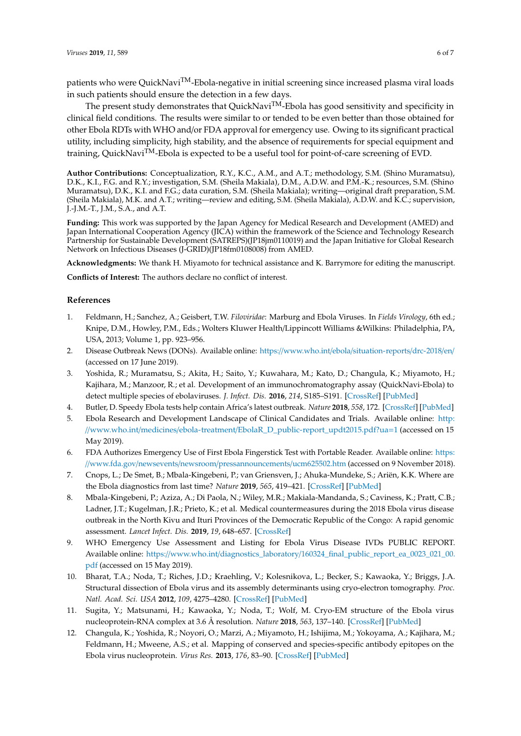patients who were QuickNavi™-Ebola-negative in initial screening since increased plasma viral loads in such patients should ensure the detection in a few days.

The present study demonstrates that QuickNavi™-Ebola has good sensitivity and specificity in clinical field conditions. The results were similar to or tended to be even better than those obtained for other Ebola RDTs with WHO and/or FDA approval for emergency use. Owing to its significant practical utility, including simplicity, high stability, and the absence of requirements for special equipment and training, QuickNavi™-Ebola is expected to be a useful tool for point-of-care screening of EVD.

**Author Contributions:** Conceptualization, R.Y., K.C., A.M., and A.T.; methodology, S.M. (Shino Muramatsu), D.K., K.I., F.G. and R.Y.; investigation, S.M. (Sheila Makiala), D.M., A.D.W. and P.M.-K.; resources, S.M. (Shino Muramatsu), D.K., K.I. and F.G.; data curation, S.M. (Sheila Makiala); writing—original draft preparation, S.M. (Sheila Makiala), M.K. and A.T.; writing—review and editing, S.M. (Sheila Makiala), A.D.W. and K.C.; supervision, J.-J.M.-T., J.M., S.A., and A.T.

**Funding:** This work was supported by the Japan Agency for Medical Research and Development (AMED) and Japan International Cooperation Agency (JICA) within the framework of the Science and Technology Research Partnership for Sustainable Development (SATREPS)(JP18jm0110019) and the Japan Initiative for Global Research Network on Infectious Diseases (J-GRID)(JP18fm0108008) from AMED.

**Acknowledgments:** We thank H. Miyamoto for technical assistance and K. Barrymore for editing the manuscript.

**Conflicts of Interest:** The authors declare no conflict of interest.

## References

1. Feldmann, H.; Sanchez, A.; Geisbert, T.W. *Filoviridae*: Marburg and Ebola Viruses. In *Fields Virology*, 6th ed.; Knipe, D.M., Howley, P.M., Eds.; Wolters Kluwer Health/Lippincott Williams &Wilkins: Philadelphia, PA, USA, 2013; Volume 1, pp. 923–956.
2. Disease Outbreak News (DONs). Available online: https://www.who.int/ebola/situation-reports/drc-2018/en/ (accessed on 17 June 2019).
3. Yoshida, R.; Muramatsu, S.; Akita, H.; Saito, Y.; Kuwahara, M.; Kato, D.; Changula, K.; Miyamoto, H.; Kajihara, M.; Manzoor, R.; et al. Development of an immunochromatography assay (QuickNavi-Ebola) to detect multiple species of ebolaviruses. *J. Infect. Dis.* **2016**, *214*, S185–S191. [CrossRef] [PubMed]
4. Butler, D. Speedy Ebola tests help contain Africa's latest outbreak. *Nature* **2018**, *558*, 172. [CrossRef] [PubMed]
5. Ebola Research and Development Landscape of Clinical Candidates and Trials. Available online: http://www.who.int/medicines/ebola-treatment/EbolaR_D_public-report_updt2015.pdf?ua=1 (accessed on 15 May 2019).
6. FDA Authorizes Emergency Use of First Ebola Fingerstick Test with Portable Reader. Available online: https://www.fda.gov/newsevents/newsroom/pressannouncements/ucm625502.htm (accessed on 9 November 2018).
7. Cnops, L.; De Smet, B.; Mbala-Kingebeni, P.; van Griensven, J.; Ahuka-Mundeke, S.; Ariën, K.K. Where are the Ebola diagnostics from last time? *Nature* **2019**, *565*, 419–421. [CrossRef] [PubMed]
8. Mbala-Kingebeni, P.; Aziza, A.; Di Paola, N.; Wiley, M.R.; Makiala-Mandanda, S.; Caviness, K.; Pratt, C.B.; Ladner, J.T.; Kugelman, J.R.; Prieto, K.; et al. Medical countermeasures during the 2018 Ebola virus disease outbreak in the North Kivu and Ituri Provinces of the Democratic Republic of the Congo: A rapid genomic assessment. *Lancet Infect. Dis.* **2019**, *19*, 648–657. [CrossRef]
9. WHO Emergency Use Assessment and Listing for Ebola Virus Disease IVDs PUBLIC REPORT. Available online: https://www.who.int/diagnostics_laboratory/160324_final_public_report_ea_0023_021_00.pdf (accessed on 15 May 2019).
10. Bharat, T.A.; Noda, T.; Riches, J.D.; Kraehling, V.; Kolesnikova, L.; Becker, S.; Kawaoka, Y.; Briggs, J.A. Structural dissection of Ebola virus and its assembly determinants using cryo-electron tomography. *Proc. Natl. Acad. Sci. USA* **2012**, *109*, 4275–4280. [CrossRef] [PubMed]
11. Sugita, Y.; Matsunami, H.; Kawaoka, Y.; Noda, T.; Wolf, M. Cryo-EM structure of the Ebola virus nucleoprotein-RNA complex at 3.6 Å resolution. *Nature* **2018**, *563*, 137–140. [CrossRef] [PubMed]
12. Changula, K.; Yoshida, R.; Noyori, O.; Marzi, A.; Miyamoto, H.; Ishijima, M.; Yokoyama, A.; Kajihara, M.; Feldmann, H.; Mweene, A.S.; et al. Mapping of conserved and species-specific antibody epitopes on the Ebola virus nucleoprotein. *Virus Res.* **2013**, *176*, 83–90. [CrossRef] [PubMed]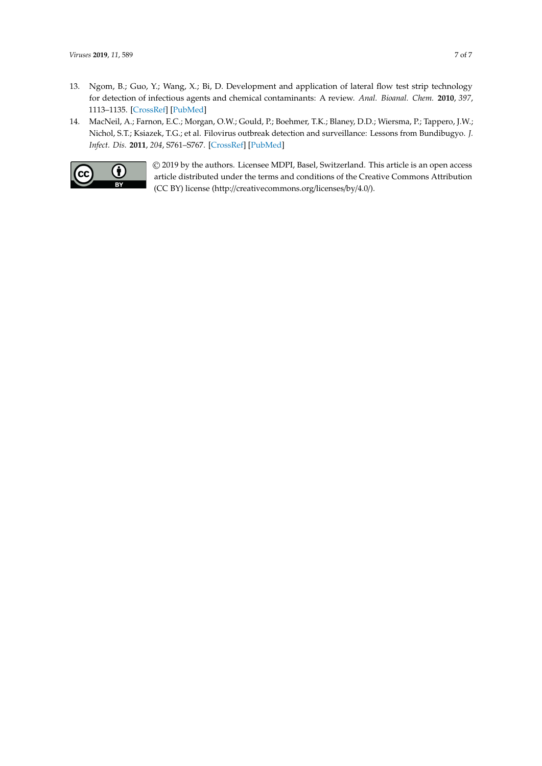13. Ngom, B.; Guo, Y.; Wang, X.; Bi, D. Development and application of lateral flow test strip technology for detection of infectious agents and chemical contaminants: A review. *Anal. Bioanal. Chem.* **2010**, *397*, 1113–1135. [CrossRef] [PubMed]
14. MacNeil, A.; Farnon, E.C.; Morgan, O.W.; Gould, P.; Boehmer, T.K.; Blaney, D.D.; Wiersma, P.; Tappero, J.W.; Nichol, S.T.; Ksiazek, T.G.; et al. Filovirus outbreak detection and surveillance: Lessons from Bundibugyo. *J. Infect. Dis.* **2011**, *204*, S761–S767. [CrossRef] [PubMed]

© 2019 by the authors. Licensee MDPI, Basel, Switzerland. This article is an open access article distributed under the terms and conditions of the Creative Commons Attribution (CC BY) license (http://creativecommons.org/licenses/by/4.0/).